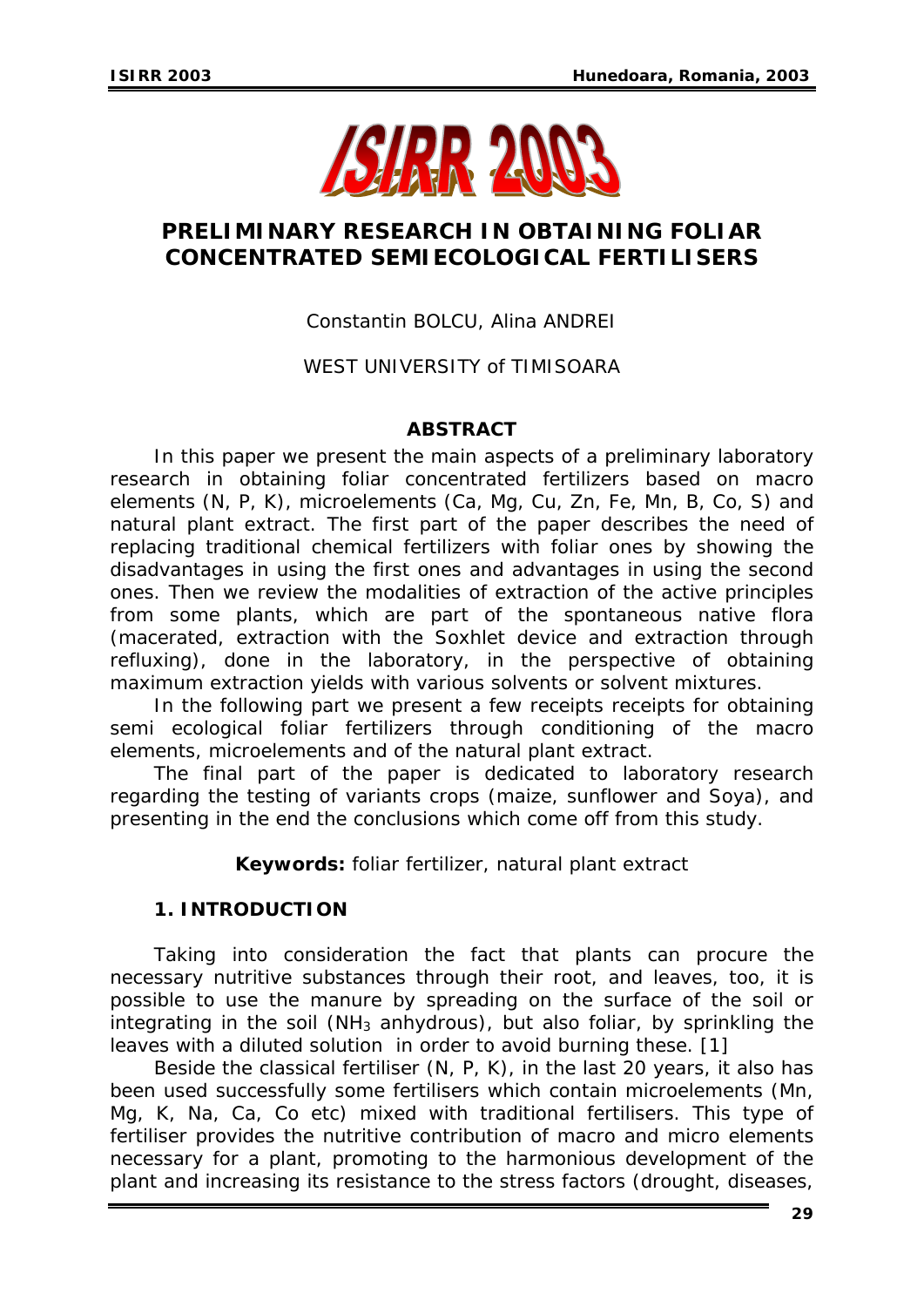# PRELIMINARY RESEARCH IN OBTAINING FOLIAR CONCENTRATED SEMIECOLOGICAL FERTILISERS

Constantin BOLCU, Alina ANDREI

WEST UNIVERSITY of TIMISOARA

## ABSTRACT

*In this paper we present the main aspects of a preliminary laboratory research in obtaining foliar concentrated fertilizers based on macro elements (N, P, K), microelements (Ca, Mg, Cu, Zn, Fe, Mn, B, Co, S) and natural plant extract. The first part of the paper describes the need of replacing traditional chemical fertilizers with foliar ones by showing the disadvantages in using the first ones and advantages in using the second ones. Then we review the modalities of extraction of the active principles from some plants, which are part of the spontaneous native flora (macerated, extraction with the Soxhlet device and extraction through refluxing), done in the laboratory, in the perspective of obtaining maximum extraction yields with various solvents or solvent mixtures.*

*In the following part we present a few receipts receipts for obtaining semi ecological foliar fertilizers through conditioning of the macro elements, microelements and of the natural plant extract.*

*The final part of the paper is dedicated to laboratory research regarding the testing of variants crops (maize, sunflower and Soya), and presenting in the end the conclusions which come off from this study.*

**Keywords:** *foliar fertilizer, natural plant extract*

## 1. INTRODUCTION

Taking into consideration the fact that plants can procure the necessary nutritive substances through their root, and leaves, too, it is possible to use the manure by spreading on the surface of the soil or integrating in the soil ($NH_3$ anhydrous), but also foliar, by sprinkling the leaves with a diluted solution in order to avoid burning these. [1]

Beside the classical fertiliser (N, P, K), in the last 20 years, it also has been used successfully some fertilisers which contain microelements (Mn, Mg, K, Na, Ca, Co etc) mixed with traditional fertilisers. This type of fertiliser provides the nutritive contribution of macro and micro elements necessary for a plant, promoting to the harmonious development of the plant and increasing its resistance to the stress factors (drought, diseases,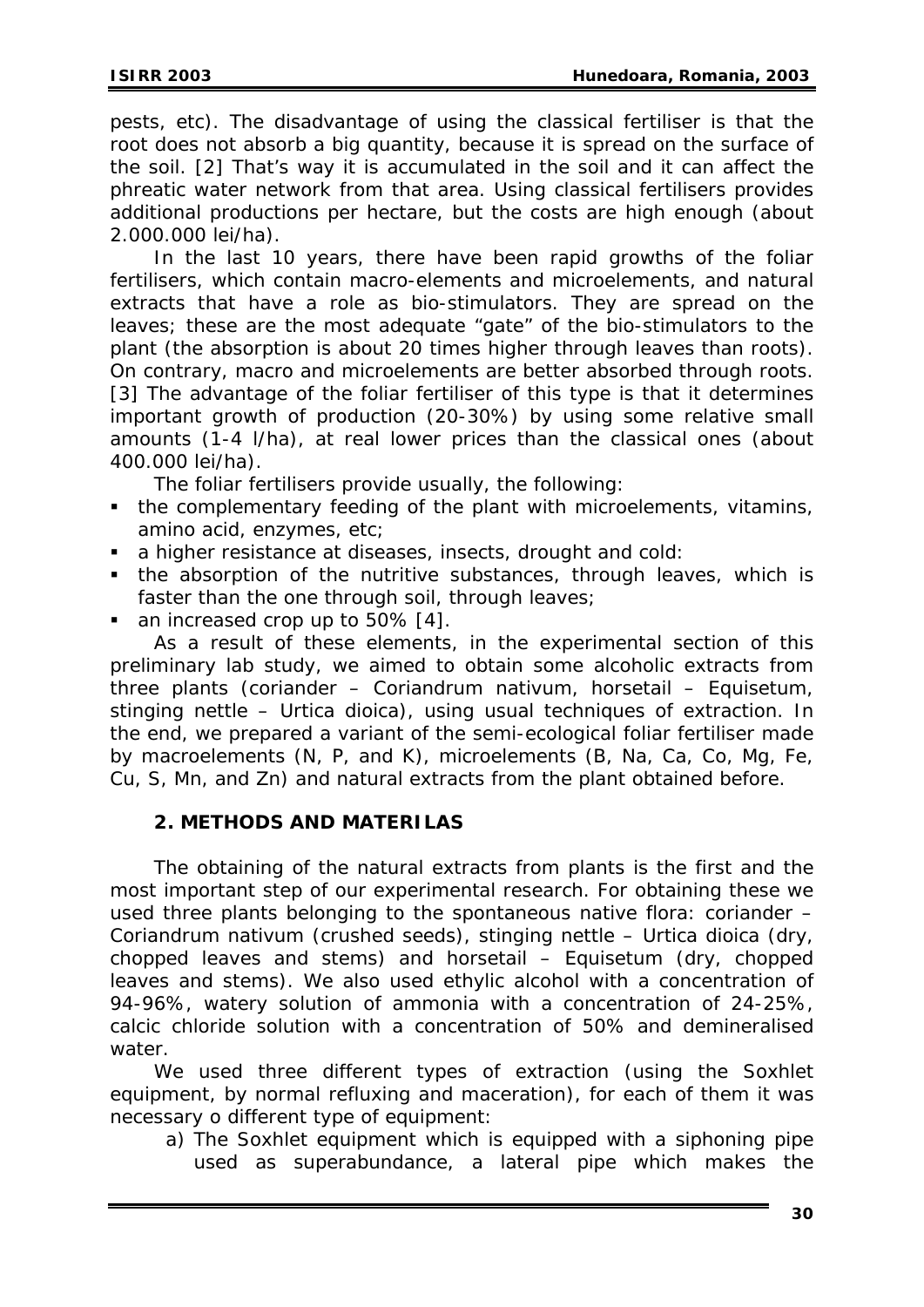pests, etc). The disadvantage of using the classical fertiliser is that the root does not absorb a big quantity, because it is spread on the surface of the soil. [2] That's way it is accumulated in the soil and it can affect the phreatic water network from that area. Using classical fertilisers provides additional productions per hectare, but the costs are high enough (about 2.000.000 lei/ha).

In the last 10 years, there have been rapid growths of the foliar fertilisers, which contain macro-elements and microelements, and natural extracts that have a role as bio-stimulators. They are spread on the leaves; these are the most adequate "gate" of the bio-stimulators to the plant (the absorption is about 20 times higher through leaves than roots). On contrary, macro and microelements are better absorbed through roots. [3] The advantage of the foliar fertiliser of this type is that it determines important growth of production (20-30%) by using some relative small amounts (1-4 l/ha), at real lower prices than the classical ones (about 400.000 lei/ha).

The foliar fertilisers provide usually, the following:

- the complementary feeding of the plant with microelements, vitamins, amino acid, enzymes, etc;
- a higher resistance at diseases, insects, drought and cold:
- the absorption of the nutritive substances, through leaves, which is faster than the one through soil, through leaves;
- an increased crop up to 50% [4].

As a result of these elements, in the experimental section of this preliminary lab study, we aimed to obtain some alcoholic extracts from three plants (coriander – *Coriandrum nativum*, horsetail – *Equisetum*, stinging nettle – *Urtica dioica*), using usual techniques of extraction. In the end, we prepared a variant of the semi-ecological foliar fertiliser made by macroelements (N, P, and K), microelements (B, Na, Ca, Co, Mg, Fe, Cu, S, Mn, and Zn) and natural extracts from the plant obtained before.

## 2. METHODS AND MATERILAS

The obtaining of the natural extracts from plants is the first and the most important step of our experimental research. For obtaining these we used three plants belonging to the spontaneous native flora: coriander – *Coriandrum nativum* (crushed seeds), stinging nettle – *Urtica dioica* (dry, chopped leaves and stems) and horsetail – *Equisetum* (dry, chopped leaves and stems). We also used ethylic alcohol with a concentration of 94-96%, watery solution of ammonia with a concentration of 24-25%, calcic chloride solution with a concentration of 50% and demineralised water.

We used three different types of extraction (using the Soxhlet equipment, by normal refluxing and maceration), for each of them it was necessary o different type of equipment:

a) The Soxhlet equipment which is equipped with a siphoning pipe used as superabundance, a lateral pipe which makes the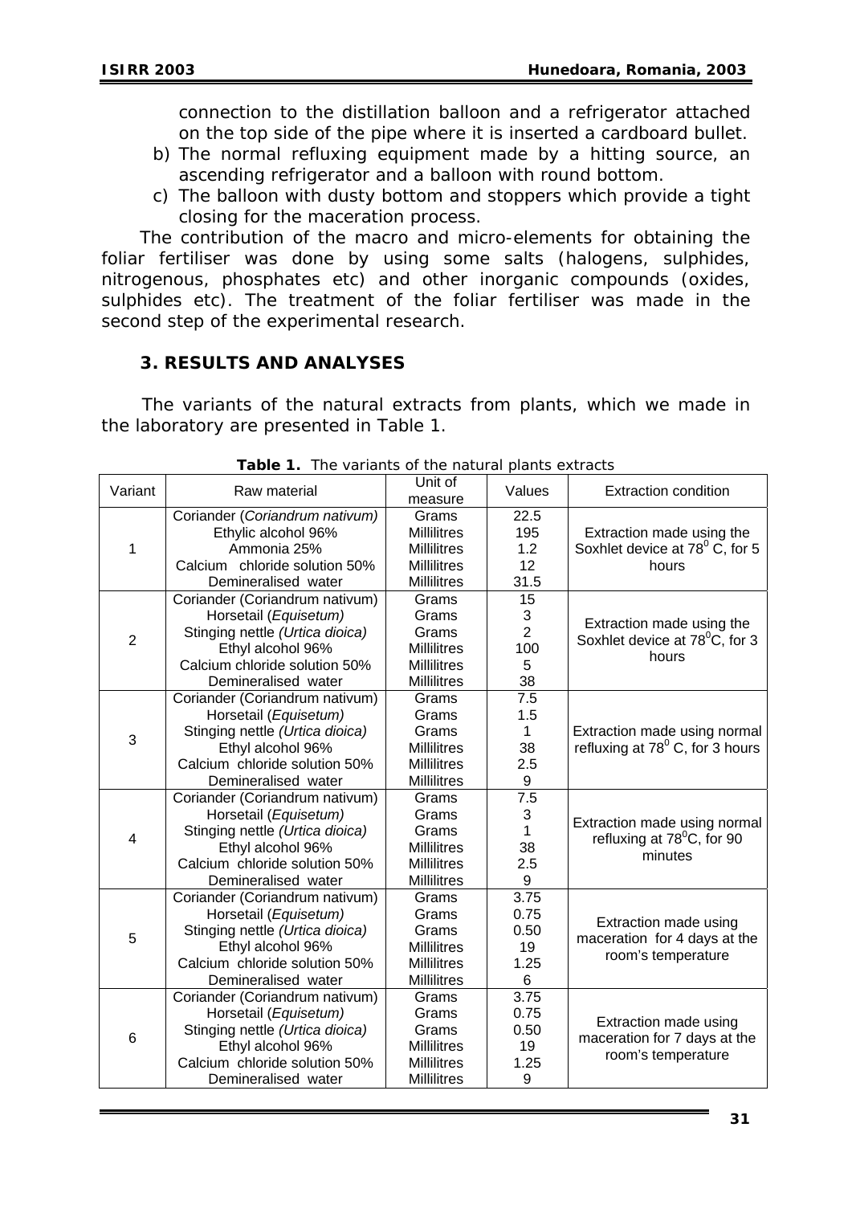connection to the distillation balloon and a refrigerator attached on the top side of the pipe where it is inserted a cardboard bullet.

b) The normal refluxing equipment made by a hitting source, an ascending refrigerator and a balloon with round bottom.

c) The balloon with dusty bottom and stoppers which provide a tight closing for the maceration process.

The contribution of the macro and micro-elements for obtaining the foliar fertiliser was done by using some salts (halogens, sulphides, nitrogenous, phosphates etc) and other inorganic compounds (oxides, sulphides etc). The treatment of the foliar fertiliser was made in the second step of the experimental research.

## 3. RESULTS AND ANALYSES

The variants of the natural extracts from plants, which we made in the laboratory are presented in Table 1.

**Table 1.** The variants of the natural plants extracts

| Variant | Raw material | Unit of measure | Values | Extraction condition |
|---|---|---|---|---|
| 1 | Coriander (*Coriandrum nativum*) | Grams | 22.5 | Extraction made using the Soxhlet device at $78^0$ C, for 5 hours |
| | Ethylic alcohol 96% | Millilitres | 195 | |
| | Ammonia 25% | Millilitres | 1.2 | |
| | Calcium chloride solution 50% | Millilitres | 12 | |
| | Demineralised water | Millilitres | 31.5 | |
| 2 | Coriander (Coriandrum nativum) | Grams | 15 | Extraction made using the Soxhlet device at $78^0$C, for 3 hours |
| | Horsetail (*Equisetum)* | Grams | 3 | |
| | Stinging nettle *(Urtica dioica)* | Grams | 2 | |
| | Ethyl alcohol 96% | Millilitres | 100 | |
| | Calcium chloride solution 50% | Millilitres | 5 | |
| | Demineralised water | Millilitres | 38 | |
| 3 | Coriander (Coriandrum nativum) | Grams | 7.5 | Extraction made using normal refluxing at $78^0$ C, for 3 hours |
| | Horsetail (*Equisetum)* | Grams | 1.5 | |
| | Stinging nettle *(Urtica dioica)* | Grams | 1 | |
| | Ethyl alcohol 96% | Millilitres | 38 | |
| | Calcium chloride solution 50% | Millilitres | 2.5 | |
| | Demineralised water | Millilitres | 9 | |
| 4 | Coriander (Coriandrum nativum) | Grams | 7.5 | Extraction made using normal refluxing at $78^0$C, for 90 minutes |
| | Horsetail (*Equisetum)* | Grams | 3 | |
| | Stinging nettle *(Urtica dioica)* | Grams | 1 | |
| | Ethyl alcohol 96% | Millilitres | 38 | |
| | Calcium chloride solution 50% | Millilitres | 2.5 | |
| | Demineralised water | Millilitres | 9 | |
| 5 | Coriander (Coriandrum nativum) | Grams | 3.75 | Extraction made using maceration for 4 days at the room's temperature |
| | Horsetail (*Equisetum)* | Grams | 0.75 | |
| | Stinging nettle *(Urtica dioica)* | Grams | 0.50 | |
| | Ethyl alcohol 96% | Millilitres | 19 | |
| | Calcium chloride solution 50% | Millilitres | 1.25 | |
| | Demineralised water | Millilitres | 6 | |
| 6 | Coriander (Coriandrum nativum) | Grams | 3.75 | Extraction made using maceration for 7 days at the room's temperature |
| | Horsetail (*Equisetum)* | Grams | 0.75 | |
| | Stinging nettle *(Urtica dioica)* | Grams | 0.50 | |
| | Ethyl alcohol 96% | Millilitres | 19 | |
| | Calcium chloride solution 50% | Millilitres | 1.25 | |
| | Demineralised water | Millilitres | 9 | |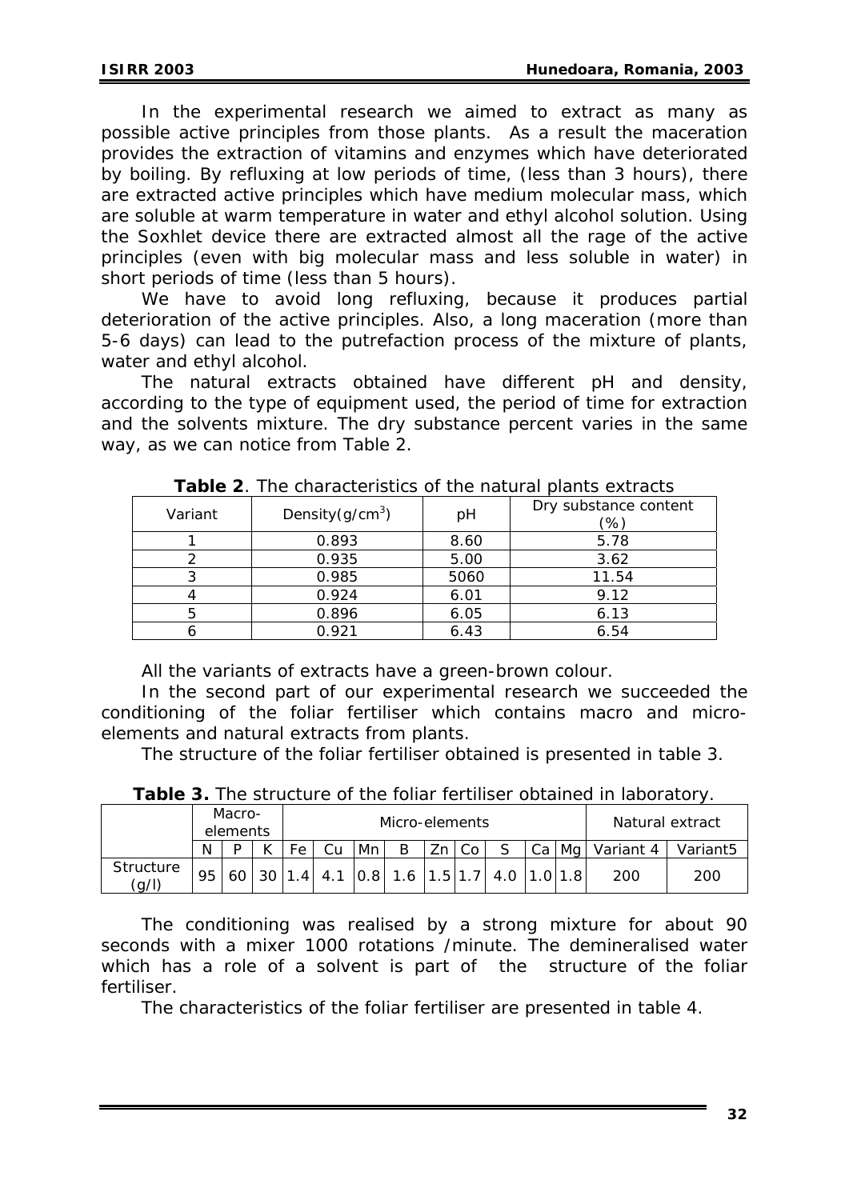In the experimental research we aimed to extract as many as possible active principles from those plants. As a result the maceration provides the extraction of vitamins and enzymes which have deteriorated by boiling. By refluxing at low periods of time, (less than 3 hours), there are extracted active principles which have medium molecular mass, which are soluble at warm temperature in water and ethyl alcohol solution. Using the Soxhlet device there are extracted almost all the rage of the active principles (even with big molecular mass and less soluble in water) in short periods of time (less than 5 hours).

We have to avoid long refluxing, because it produces partial deterioration of the active principles. Also, a long maceration (more than 5-6 days) can lead to the putrefaction process of the mixture of plants, water and ethyl alcohol.

The natural extracts obtained have different pH and density, according to the type of equipment used, the period of time for extraction and the solvents mixture. The dry substance percent varies in the same way, as we can notice from Table 2.

**Table 2**. The characteristics of the natural plants extracts

| Variant | Density($g/cm^3$) | pH | Dry substance content (%) |
|---|---|---|---|
| 1 | 0.893 | 8.60 | 5.78 |
| 2 | 0.935 | 5.00 | 3.62 |
| 3 | 0.985 | 5060 | 11.54 |
| 4 | 0.924 | 6.01 | 9.12 |
| 5 | 0.896 | 6.05 | 6.13 |
| 6 | 0.921 | 6.43 | 6.54 |

All the variants of extracts have a green-brown colour.

In the second part of our experimental research we succeeded the conditioning of the foliar fertiliser which contains macro and micro-elements and natural extracts from plants.

The structure of the foliar fertiliser obtained is presented in table 3.

**Table 3.** The structure of the foliar fertiliser obtained in laboratory.

| | Macro-elements | | | Micro-elements | | | | | | | | | Natural extract | |
|---|---|---|---|---|---|---|---|---|---|---|---|---|---|---|
| | N | P | K | Fe | Cu | Mn | B | Zn | Co | S | Ca | Mg | Variant 4 | Variant5 |
| Structure (g/l) | 95 | 60 | 30 | 1.4 | 4.1 | 0.8 | 1.6 | 1.5 | 1.7 | 4.0 | 1.0 | 1.8 | 200 | 200 |

The conditioning was realised by a strong mixture for about 90 seconds with a mixer 1000 rotations /minute. The demineralised water which has a role of a solvent is part of the structure of the foliar fertiliser.

The characteristics of the foliar fertiliser are presented in table 4.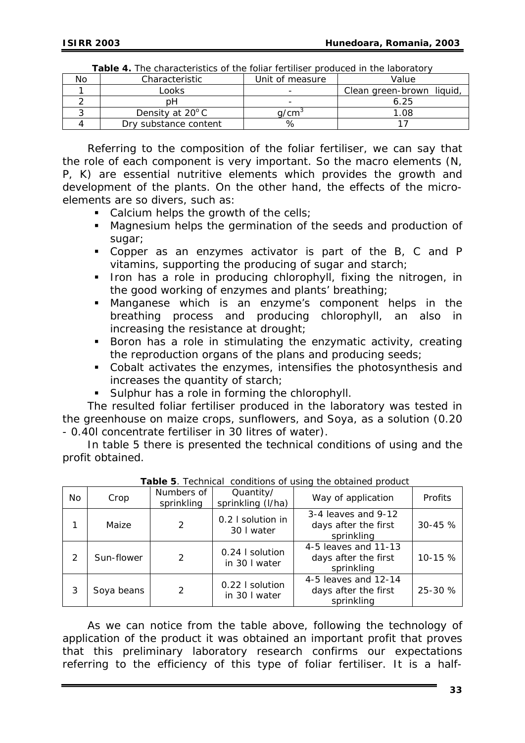**Table 4.** The characteristics of the foliar fertiliser produced in the laboratory

| No | Characteristic | Unit of measure | Value |
|---|---|---|---|
| 1 | Looks | - | Clean green-brown liquid, |
| 2 | pH | - | 6.25 |
| 3 | Density at 20°C | g/cm$^3$ | 1.08 |
| 4 | Dry substance content | % | 17 |

Referring to the composition of the foliar fertiliser, we can say that the role of each component is very important. So the macro elements (N, P, K) are essential nutritive elements which provides the growth and development of the plants. On the other hand, the effects of the micro-elements are so divers, such as:

- Calcium helps the growth of the cells;
- Magnesium helps the germination of the seeds and production of sugar;
- Copper as an enzymes activator is part of the B, C and P vitamins, supporting the producing of sugar and starch;
- Iron has a role in producing chlorophyll, fixing the nitrogen, in the good working of enzymes and plants' breathing;
- Manganese which is an enzyme's component helps in the breathing process and producing chlorophyll, an also in increasing the resistance at drought;
- Boron has a role in stimulating the enzymatic activity, creating the reproduction organs of the plans and producing seeds;
- Cobalt activates the enzymes, intensifies the photosynthesis and increases the quantity of starch;
- Sulphur has a role in forming the chlorophyll.

The resulted foliar fertiliser produced in the laboratory was tested in the greenhouse on maize crops, sunflowers, and Soya, as a solution (0.20 - 0.40l concentrate fertiliser in 30 litres of water).

In table 5 there is presented the technical conditions of using and the profit obtained.

**Table 5**. Technical conditions of using the obtained product

| No | Crop | Numbers of sprinkling | Quantity/ sprinkling (l/ha) | Way of application | Profits |
|---|---|---|---|---|---|
| 1 | Maize | 2 | 0.2 l solution in 30 l water | 3-4 leaves and 9-12 days after the first sprinkling | 30-45 % |
| 2 | Sun-flower | 2 | 0.24 l solution in 30 l water | 4-5 leaves and 11-13 days after the first sprinkling | 10-15 % |
| 3 | Soya beans | 2 | 0.22 l solution in 30 l water | 4-5 leaves and 12-14 days after the first sprinkling | 25-30 % |

As we can notice from the table above, following the technology of application of the product it was obtained an important profit that proves that this preliminary laboratory research confirms our expectations referring to the efficiency of this type of foliar fertiliser. It is a half-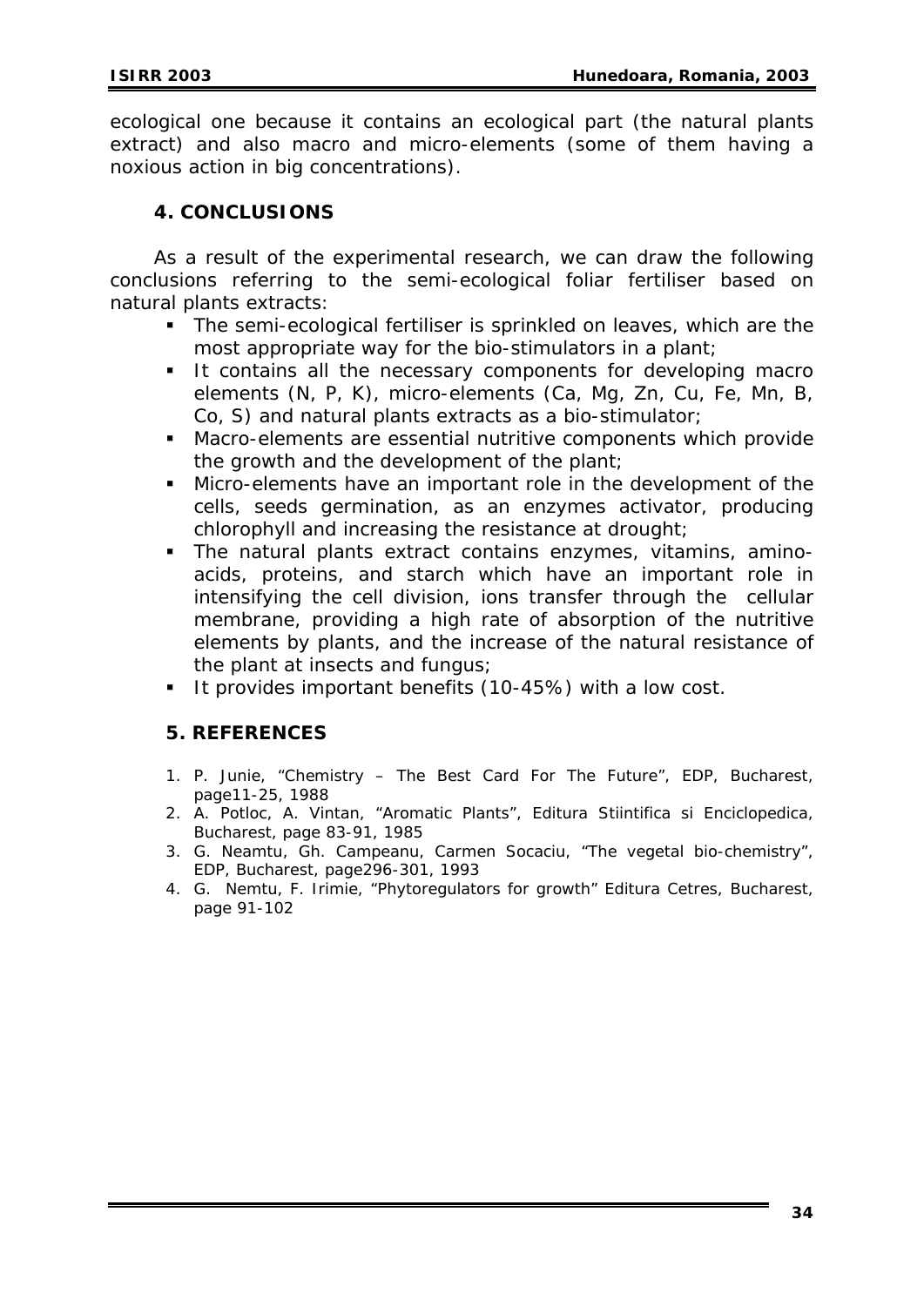ecological one because it contains an ecological part (the natural plants extract) and also macro and micro-elements (some of them having a noxious action in big concentrations).

## 4. CONCLUSIONS

As a result of the experimental research, we can draw the following conclusions referring to the semi-ecological foliar fertiliser based on natural plants extracts:

- The semi-ecological fertiliser is sprinkled on leaves, which are the most appropriate way for the bio-stimulators in a plant;
- It contains all the necessary components for developing macro elements (N, P, K), micro-elements (Ca, Mg, Zn, Cu, Fe, Mn, B, Co, S) and natural plants extracts as a bio-stimulator;
- Macro-elements are essential nutritive components which provide the growth and the development of the plant;
- Micro-elements have an important role in the development of the cells, seeds germination, as an enzymes activator, producing chlorophyll and increasing the resistance at drought;
- The natural plants extract contains enzymes, vitamins, amino-acids, proteins, and starch which have an important role in intensifying the cell division, ions transfer through the cellular membrane, providing a high rate of absorption of the nutritive elements by plants, and the increase of the natural resistance of the plant at insects and fungus;
- It provides important benefits (10-45%) with a low cost.

## 5. REFERENCES

1. P. Junie, "Chemistry – The Best Card For The Future", EDP, Bucharest, page11-25, 1988
2. A. Potloc, A. Vintan, "Aromatic Plants", Editura Stiintifica si Enciclopedica, Bucharest, page 83-91, 1985
3. G. Neamtu, Gh. Campeanu, Carmen Socaciu, "The vegetal bio-chemistry", EDP, Bucharest, page296-301, 1993
4. G. Nemtu, F. Irimie, "Phytoregulators for growth" Editura Cetres, Bucharest, page 91-102